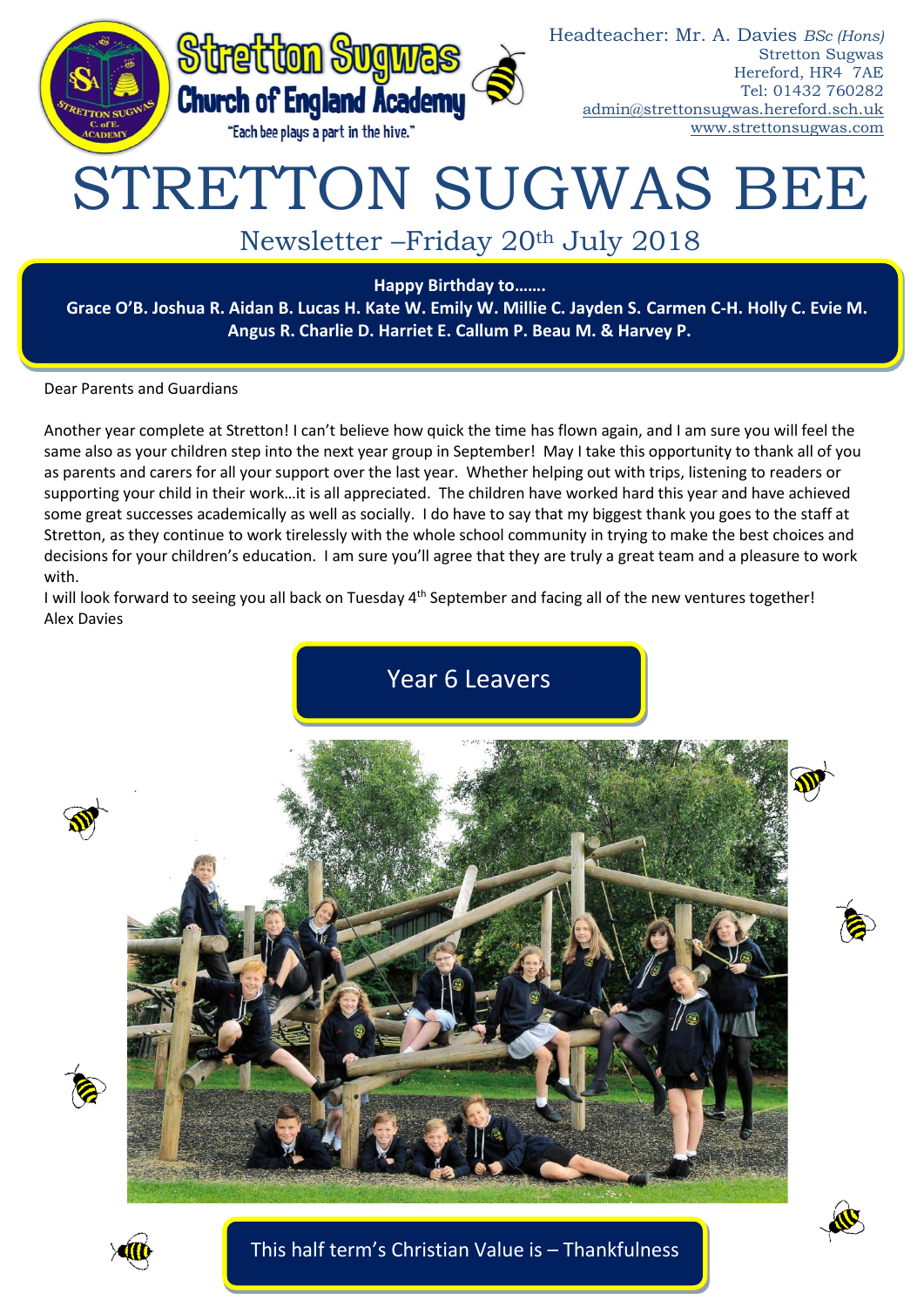Stretton Sugwas Church of England Academy

"Each bee plays a part in the hive."

Headteacher: Mr. A. Davies *BSc (Hons)*
Stretton Sugwas
Hereford, HR4 7AE
Tel: 01432 760282
admin@strettonsugwas.hereford.sch.uk
www.strettonsugwas.com

# STRETTON SUGWAS BEE

## Newsletter –Friday 20th July 2018

**Happy Birthday to…….**

**Grace O'B. Joshua R. Aidan B. Lucas H. Kate W. Emily W. Millie C. Jayden S. Carmen C-H. Holly C. Evie M. Angus R. Charlie D. Harriet E. Callum P. Beau M. & Harvey P.**

Dear Parents and Guardians

Another year complete at Stretton! I can't believe how quick the time has flown again, and I am sure you will feel the same also as your children step into the next year group in September! May I take this opportunity to thank all of you as parents and carers for all your support over the last year. Whether helping out with trips, listening to readers or supporting your child in their work…it is all appreciated. The children have worked hard this year and have achieved some great successes academically as well as socially. I do have to say that my biggest thank you goes to the staff at Stretton, as they continue to work tirelessly with the whole school community in trying to make the best choices and decisions for your children's education. I am sure you'll agree that they are truly a great team and a pleasure to work with.

I will look forward to seeing you all back on Tuesday 4th September and facing all of the new ventures together!
Alex Davies

## Year 6 Leavers

This half term's Christian Value is – Thankfulness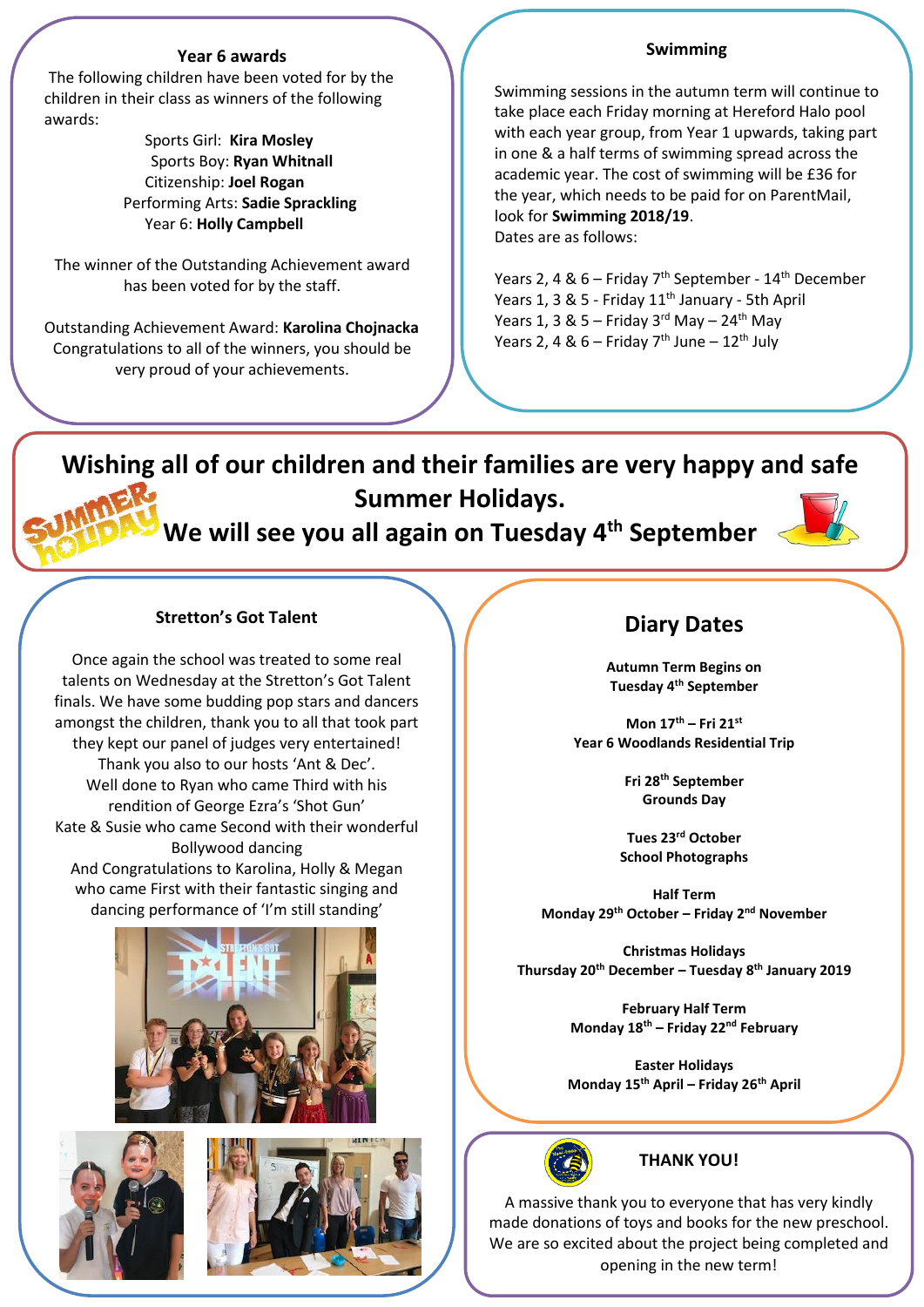### Year 6 awards

The following children have been voted for by the children in their class as winners of the following awards:

Sports Girl: **Kira Mosley**
Sports Boy: **Ryan Whitnall**
Citizenship: **Joel Rogan**
Performing Arts: **Sadie Sprackling**
Year 6: **Holly Campbell**

The winner of the Outstanding Achievement award has been voted for by the staff.

Outstanding Achievement Award: **Karolina Chojnacka**
Congratulations to all of the winners, you should be very proud of your achievements.

### Swimming

Swimming sessions in the autumn term will continue to take place each Friday morning at Hereford Halo pool with each year group, from Year 1 upwards, taking part in one & a half terms of swimming spread across the academic year. The cost of swimming will be £36 for the year, which needs to be paid for on ParentMail, look for **Swimming 2018/19**.
Dates are as follows:

Years 2, 4 & 6 – Friday 7th September - 14th December
Years 1, 3 & 5 - Friday 11th January - 5th April
Years 1, 3 & 5 – Friday 3rd May – 24th May
Years 2, 4 & 6 – Friday 7th June – 12th July

## Wishing all of our children and their families are very happy and safe Summer Holidays.

## We will see you all again on Tuesday 4th September

### Stretton's Got Talent

Once again the school was treated to some real talents on Wednesday at the Stretton's Got Talent finals. We have some budding pop stars and dancers amongst the children, thank you to all that took part they kept our panel of judges very entertained!
Thank you also to our hosts 'Ant & Dec'.
Well done to Ryan who came Third with his rendition of George Ezra's 'Shot Gun'
Kate & Susie who came Second with their wonderful Bollywood dancing
And Congratulations to Karolina, Holly & Megan who came First with their fantastic singing and dancing performance of 'I'm still standing'

## Diary Dates

**Autumn Term Begins on**
**Tuesday 4th September**

**Mon 17th – Fri 21st**
**Year 6 Woodlands Residential Trip**

**Fri 28th September**
**Grounds Day**

**Tues 23rd October**
**School Photographs**

**Half Term**
**Monday 29th October – Friday 2nd November**

**Christmas Holidays**
**Thursday 20th December – Tuesday 8th January 2019**

**February Half Term**
**Monday 18th – Friday 22nd February**

**Easter Holidays**
**Monday 15th April – Friday 26th April**

### THANK YOU!

A massive thank you to everyone that has very kindly made donations of toys and books for the new preschool. We are so excited about the project being completed and opening in the new term!